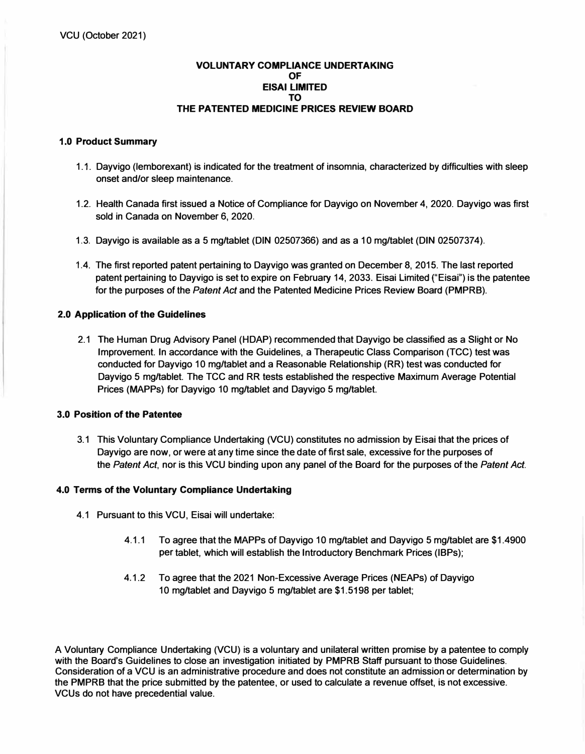VCU (October 2021)

# VOLUNTARY COMPLIANCE UNDERTAKING OF EISAI LIMITED TO THE PATENTED MEDICINE PRICES REVIEW BOARD

## 1.0 Product Summary

1.1. Dayvigo (lemborexant) is indicated for the treatment of insomnia, characterized by difficulties with sleep onset and/or sleep maintenance.

1.2. Health Canada first issued a Notice of Compliance for Dayvigo on November 4, 2020. Dayvigo was first sold in Canada on November 6, 2020.

1.3. Dayvigo is available as a 5 mg/tablet (DIN 02507366) and as a 10 mg/tablet (DIN 02507374).

1.4. The first reported patent pertaining to Dayvigo was granted on December 8, 2015. The last reported patent pertaining to Dayvigo is set to expire on February 14, 2033. Eisai Limited ("Eisai") is the patentee for the purposes of the *Patent Act* and the Patented Medicine Prices Review Board (PMPRB).

## 2.0 Application of the Guidelines

2.1 The Human Drug Advisory Panel (HDAP) recommended that Dayvigo be classified as a Slight or No Improvement. In accordance with the Guidelines, a Therapeutic Class Comparison (TCC) test was conducted for Dayvigo 10 mg/tablet and a Reasonable Relationship (RR) test was conducted for Dayvigo 5 mg/tablet. The TCC and RR tests established the respective Maximum Average Potential Prices (MAPPs) for Dayvigo 10 mg/tablet and Dayvigo 5 mg/tablet.

## 3.0 Position of the Patentee

3.1 This Voluntary Compliance Undertaking (VCU) constitutes no admission by Eisai that the prices of Dayvigo are now, or were at any time since the date of first sale, excessive for the purposes of the *Patent Act*, nor is this VCU binding upon any panel of the Board for the purposes of the *Patent Act*.

## 4.0 Terms of the Voluntary Compliance Undertaking

4.1 Pursuant to this VCU, Eisai will undertake:

4.1.1 To agree that the MAPPs of Dayvigo 10 mg/tablet and Dayvigo 5 mg/tablet are $1.4900 per tablet, which will establish the Introductory Benchmark Prices (IBPs);

4.1.2 To agree that the 2021 Non-Excessive Average Prices (NEAPs) of Dayvigo 10 mg/tablet and Dayvigo 5 mg/tablet are $1.5198 per tablet;

A Voluntary Compliance Undertaking (VCU) is a voluntary and unilateral written promise by a patentee to comply with the Board's Guidelines to close an investigation initiated by PMPRB Staff pursuant to those Guidelines. Consideration of a VCU is an administrative procedure and does not constitute an admission or determination by the PMPRB that the price submitted by the patentee, or used to calculate a revenue offset, is not excessive. VCUs do not have precedential value.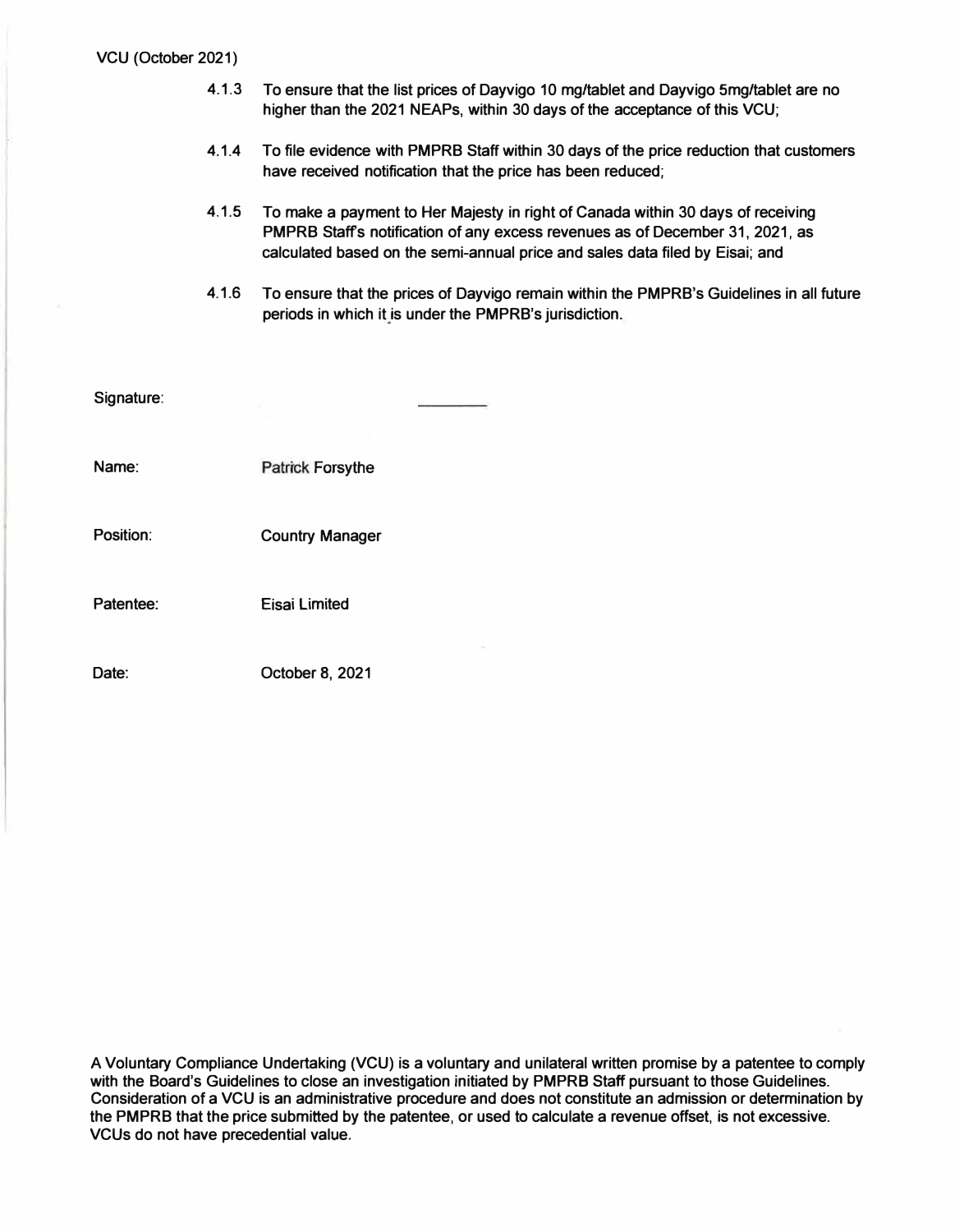4.1.3 To ensure that the list prices of Dayvigo 10 mg/tablet and Dayvigo 5mg/tablet are no higher than the 2021 NEAPs, within 30 days of the acceptance of this VCU;

4.1.4 To file evidence with PMPRB Staff within 30 days of the price reduction that customers have received notification that the price has been reduced;

4.1.5 To make a payment to Her Majesty in right of Canada within 30 days of receiving PMPRB Staff's notification of any excess revenues as of December 31, 2021, as calculated based on the semi-annual price and sales data filed by Eisai; and

4.1.6 To ensure that the prices of Dayvigo remain within the PMPRB's Guidelines in all future periods in which it is under the PMPRB's jurisdiction.

Signature: \_\_\_\_\_\_\_\_

Name: Patrick Forsythe

Position: Country Manager

Patentee: Eisai Limited

Date: October 8, 2021

A Voluntary Compliance Undertaking (VCU) is a voluntary and unilateral written promise by a patentee to comply with the Board's Guidelines to close an investigation initiated by PMPRB Staff pursuant to those Guidelines. Consideration of a VCU is an administrative procedure and does not constitute an admission or determination by the PMPRB that the price submitted by the patentee, or used to calculate a revenue offset, is not excessive. VCUs do not have precedential value.